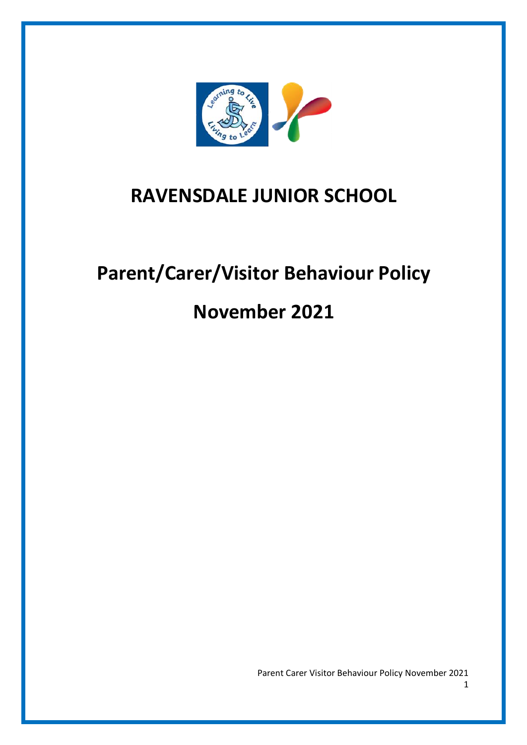# RAVENSDALE JUNIOR SCHOOL

# Parent/Carer/Visitor Behaviour Policy

# November 2021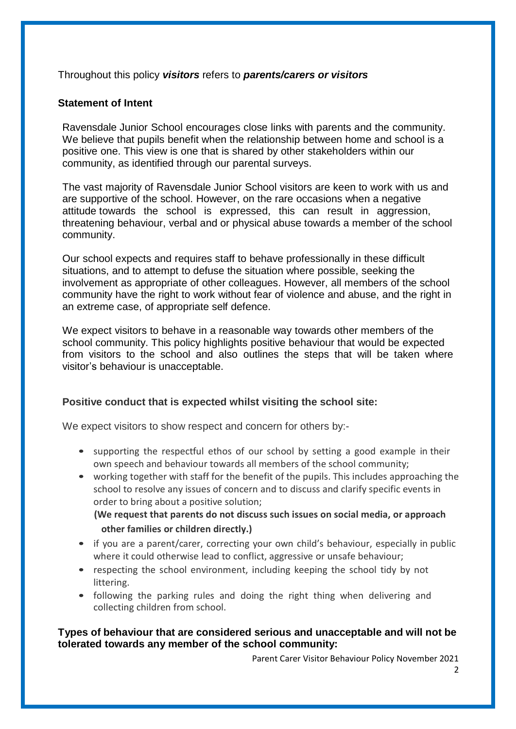Throughout this policy ***visitors*** refers to ***parents/carers or visitors***

## Statement of Intent

Ravensdale Junior School encourages close links with parents and the community. We believe that pupils benefit when the relationship between home and school is a positive one. This view is one that is shared by other stakeholders within our community, as identified through our parental surveys.

The vast majority of Ravensdale Junior School visitors are keen to work with us and are supportive of the school. However, on the rare occasions when a negative attitude towards the school is expressed, this can result in aggression, threatening behaviour, verbal and or physical abuse towards a member of the school community.

Our school expects and requires staff to behave professionally in these difficult situations, and to attempt to defuse the situation where possible, seeking the involvement as appropriate of other colleagues. However, all members of the school community have the right to work without fear of violence and abuse, and the right in an extreme case, of appropriate self defence.

We expect visitors to behave in a reasonable way towards other members of the school community. This policy highlights positive behaviour that would be expected from visitors to the school and also outlines the steps that will be taken where visitor's behaviour is unacceptable.

## Positive conduct that is expected whilst visiting the school site:

We expect visitors to show respect and concern for others by:-

- supporting the respectful ethos of our school by setting a good example in their own speech and behaviour towards all members of the school community;
- working together with staff for the benefit of the pupils. This includes approaching the school to resolve any issues of concern and to discuss and clarify specific events in order to bring about a positive solution;
  **(We request that parents do not discuss such issues on social media, or approach other families or children directly.)**
- if you are a parent/carer, correcting your own child's behaviour, especially in public where it could otherwise lead to conflict, aggressive or unsafe behaviour;
- respecting the school environment, including keeping the school tidy by not littering.
- following the parking rules and doing the right thing when delivering and collecting children from school.

## Types of behaviour that are considered serious and unacceptable and will not be tolerated towards any member of the school community: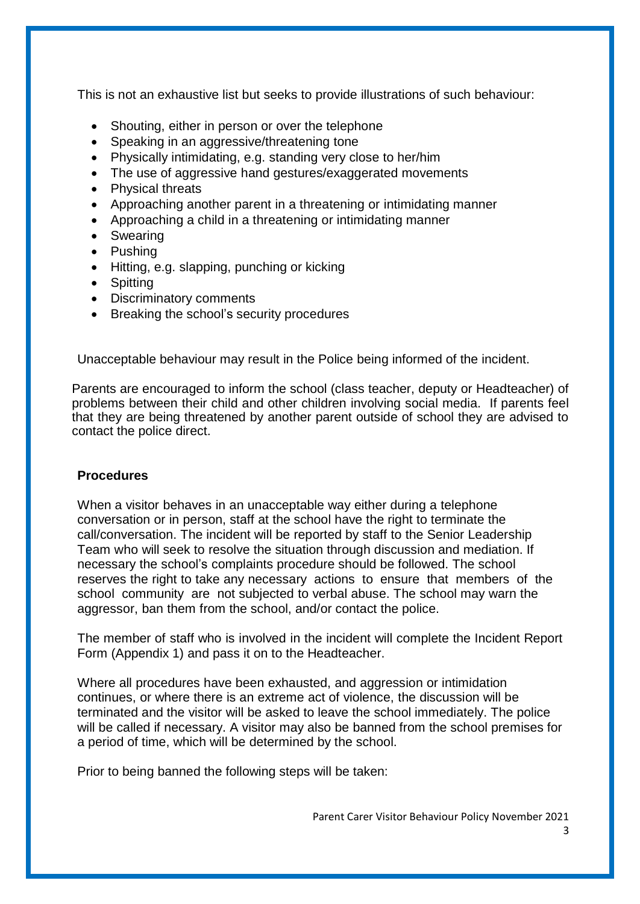This is not an exhaustive list but seeks to provide illustrations of such behaviour:

- Shouting, either in person or over the telephone
- Speaking in an aggressive/threatening tone
- Physically intimidating, e.g. standing very close to her/him
- The use of aggressive hand gestures/exaggerated movements
- Physical threats
- Approaching another parent in a threatening or intimidating manner
- Approaching a child in a threatening or intimidating manner
- Swearing
- Pushing
- Hitting, e.g. slapping, punching or kicking
- Spitting
- Discriminatory comments
- Breaking the school's security procedures

Unacceptable behaviour may result in the Police being informed of the incident.

Parents are encouraged to inform the school (class teacher, deputy or Headteacher) of problems between their child and other children involving social media. If parents feel that they are being threatened by another parent outside of school they are advised to contact the police direct.

**Procedures**

When a visitor behaves in an unacceptable way either during a telephone conversation or in person, staff at the school have the right to terminate the call/conversation. The incident will be reported by staff to the Senior Leadership Team who will seek to resolve the situation through discussion and mediation. If necessary the school's complaints procedure should be followed. The school reserves the right to take any necessary actions to ensure that members of the school community are not subjected to verbal abuse. The school may warn the aggressor, ban them from the school, and/or contact the police.

The member of staff who is involved in the incident will complete the Incident Report Form (Appendix 1) and pass it on to the Headteacher.

Where all procedures have been exhausted, and aggression or intimidation continues, or where there is an extreme act of violence, the discussion will be terminated and the visitor will be asked to leave the school immediately. The police will be called if necessary. A visitor may also be banned from the school premises for a period of time, which will be determined by the school.

Prior to being banned the following steps will be taken: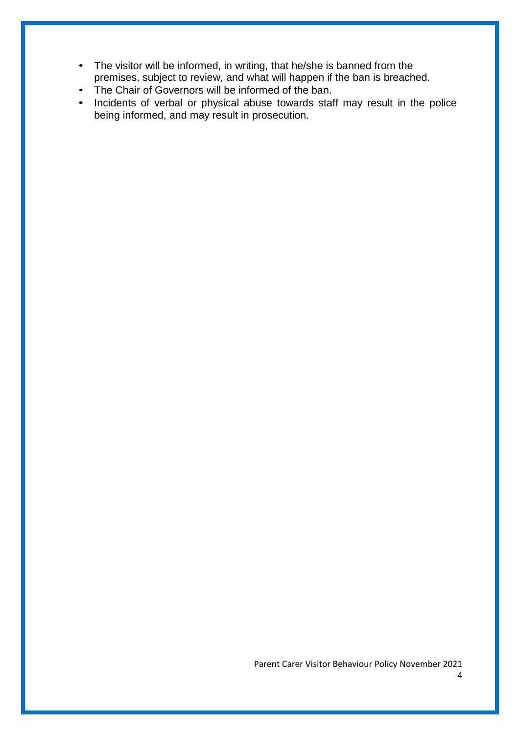- The visitor will be informed, in writing, that he/she is banned from the premises, subject to review, and what will happen if the ban is breached.
- The Chair of Governors will be informed of the ban.
- Incidents of verbal or physical abuse towards staff may result in the police being informed, and may result in prosecution.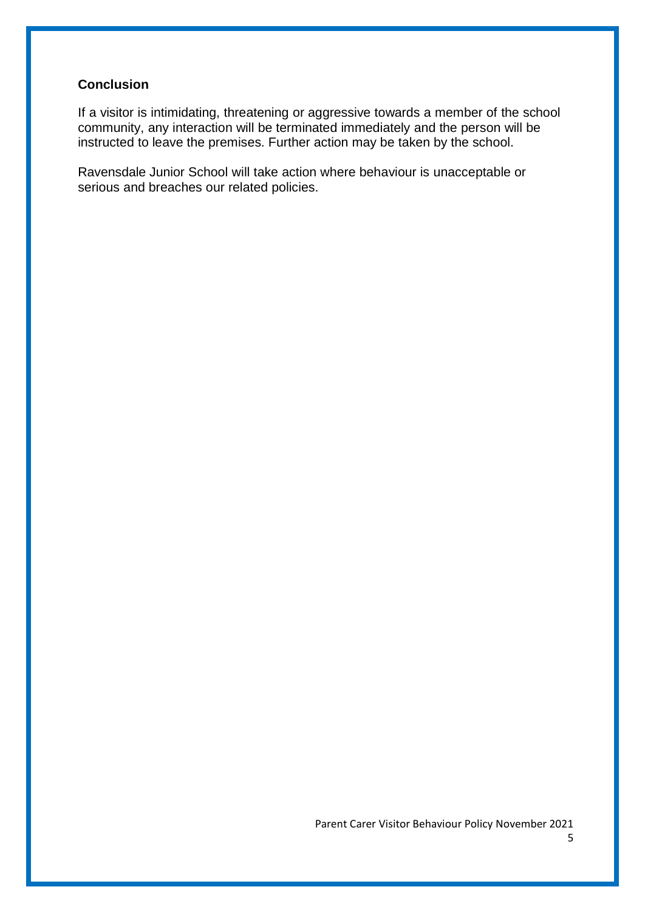## Conclusion

If a visitor is intimidating, threatening or aggressive towards a member of the school community, any interaction will be terminated immediately and the person will be instructed to leave the premises. Further action may be taken by the school.

Ravensdale Junior School will take action where behaviour is unacceptable or serious and breaches our related policies.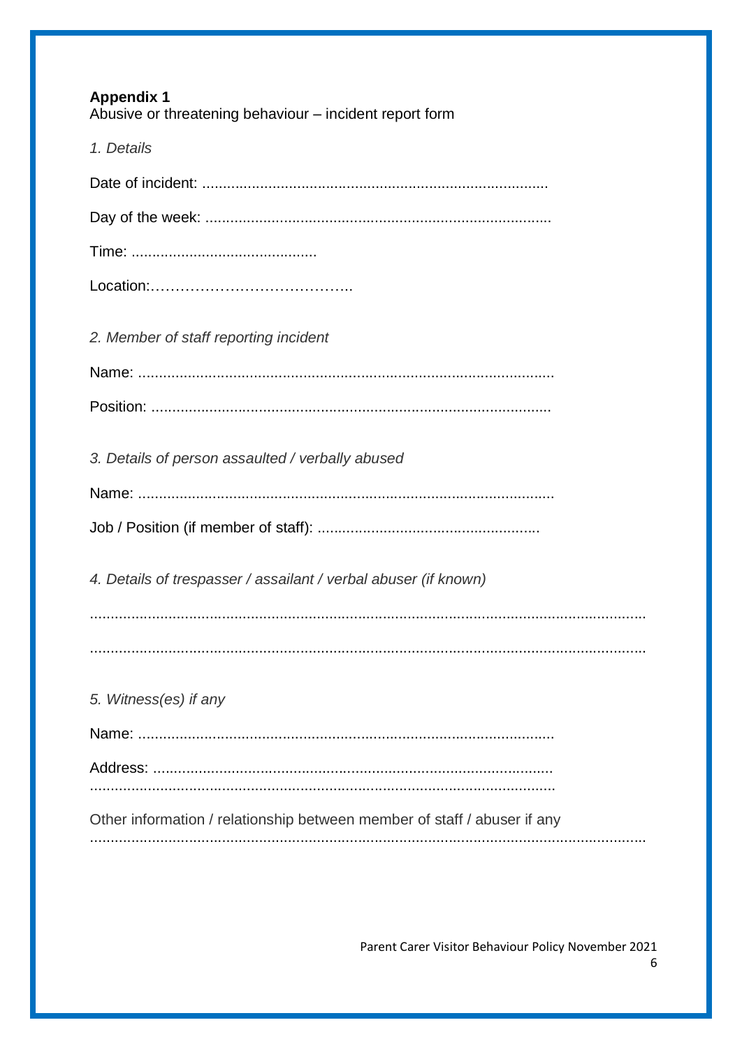**Appendix 1**

Abusive or threatening behaviour – incident report form

*1. Details*

Date of incident: ....................................................................................

Day of the week: ....................................................................................

Time: ............................................

Location:…………………………………..

*2. Member of staff reporting incident*

Name: ....................................................................................................

Position: ................................................................................................

*3. Details of person assaulted / verbally abused*

Name: ....................................................................................................

Job / Position (if member of staff): .....................................................

*4. Details of trespasser / assailant / verbal abuser (if known)*

.....................................................................................................................................

.....................................................................................................................................

*5. Witness(es) if any*

Name: ....................................................................................................

Address: ................................................................................................
.....................................................................................................................

Other information / relationship between member of staff / abuser if any
.....................................................................................................................................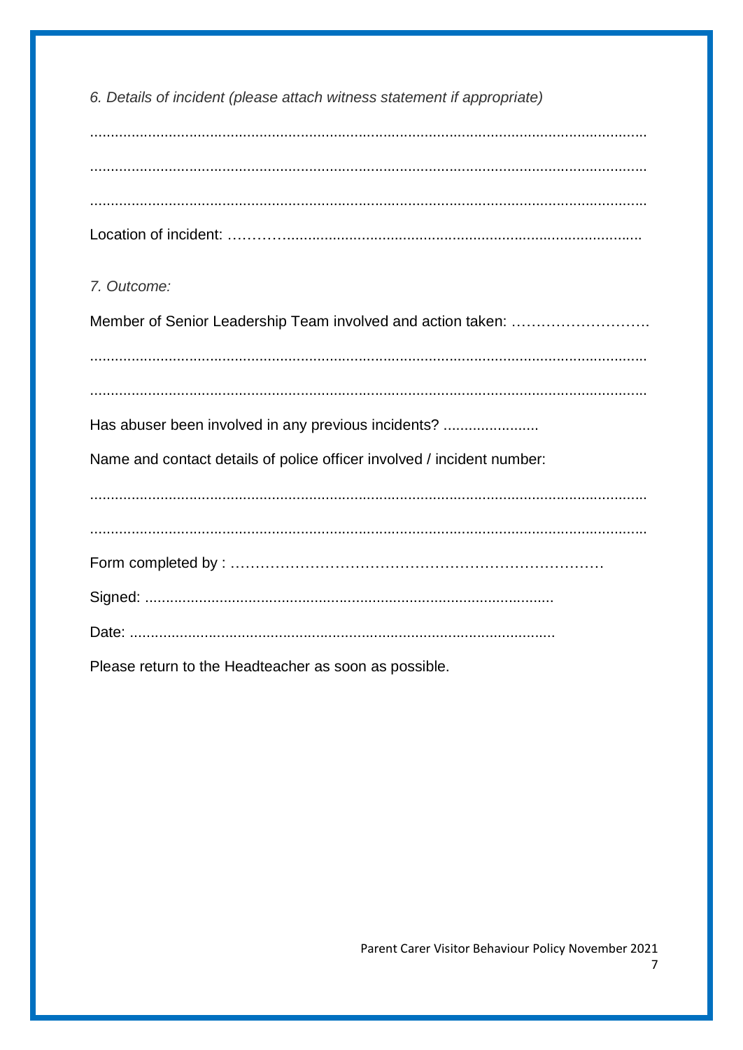*6. Details of incident (please attach witness statement if appropriate)*

.......................................................................................................................................

.......................................................................................................................................

.......................................................................................................................................

Location of incident: ………...................................................................................

*7. Outcome:*

Member of Senior Leadership Team involved and action taken: ……………………….

.......................................................................................................................................

.......................................................................................................................................

Has abuser been involved in any previous incidents? .......................

Name and contact details of police officer involved / incident number:

.......................................................................................................................................

.......................................................................................................................................

Form completed by : …………………………………………………………………

Signed: ..................................................................................................

Date: ......................................................................................................

Please return to the Headteacher as soon as possible.